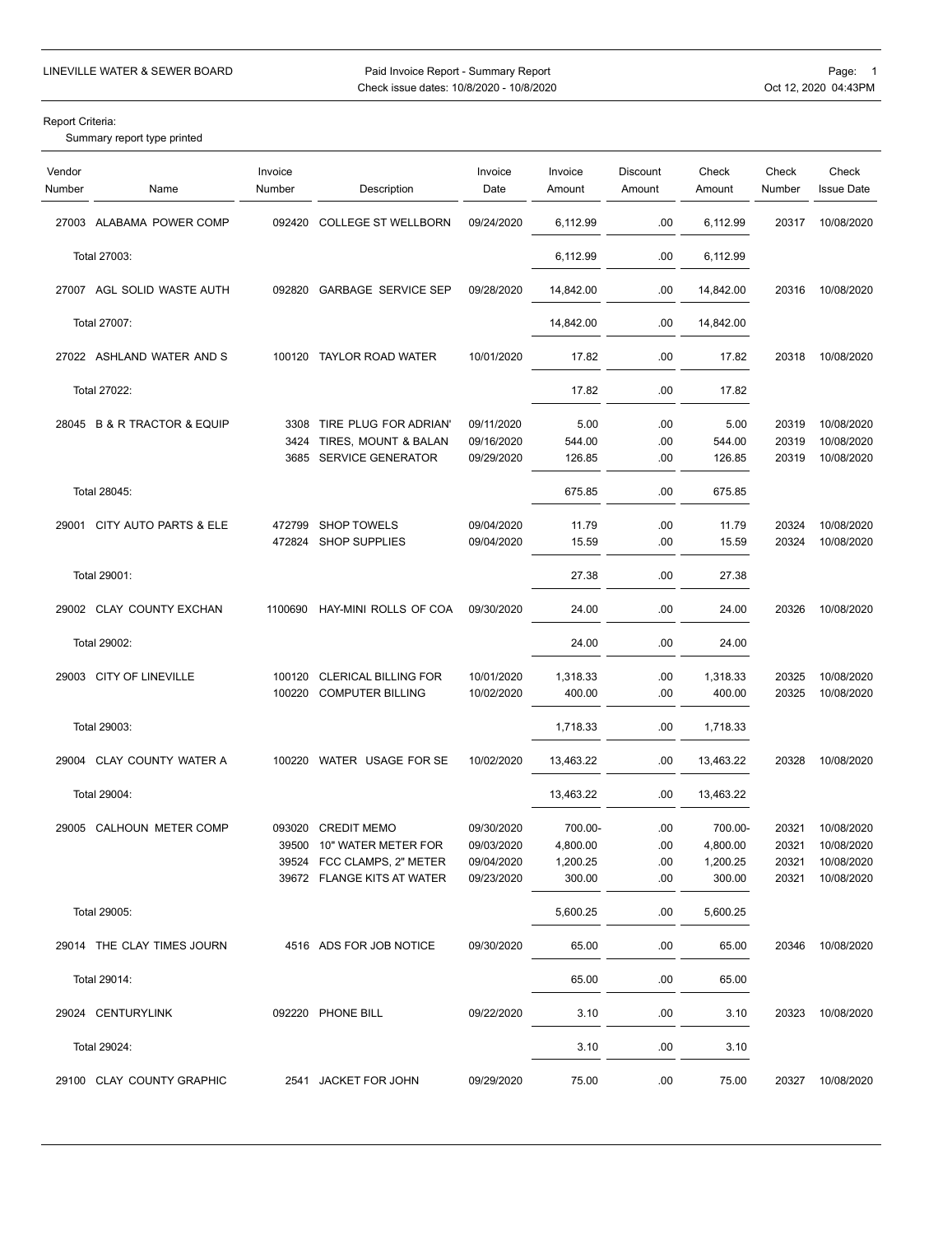LINEVILLE WATER & SEWER BOARD

Paid Invoice Report - Summary Report
Check issue dates: 10/8/2020 - 10/8/2020

Oct 12, 2020 04:43PM

Report Criteria:
Summary report type printed

| Vendor Number | Name | Invoice Number | Description | Invoice Date | Invoice Amount | Discount Amount | Check Amount | Check Number | Check Issue Date |
|---|---|---|---|---|---|---|---|---|---|
| 27003 | ALABAMA POWER COMP | 092420 | COLLEGE ST WELLBORN | 09/24/2020 | 6,112.99 | .00 | 6,112.99 | 20317 | 10/08/2020 |
| | Total 27003: | | | | 6,112.99 | .00 | 6,112.99 | | |
| 27007 | AGL SOLID WASTE AUTH | 092820 | GARBAGE SERVICE SEP | 09/28/2020 | 14,842.00 | .00 | 14,842.00 | 20316 | 10/08/2020 |
| | Total 27007: | | | | 14,842.00 | .00 | 14,842.00 | | |
| 27022 | ASHLAND WATER AND S | 100120 | TAYLOR ROAD WATER | 10/01/2020 | 17.82 | .00 | 17.82 | 20318 | 10/08/2020 |
| | Total 27022: | | | | 17.82 | .00 | 17.82 | | |
| 28045 | B & R TRACTOR & EQUIP | 3308 | TIRE PLUG FOR ADRIAN' | 09/11/2020 | 5.00 | .00 | 5.00 | 20319 | 10/08/2020 |
| | | 3424 | TIRES, MOUNT & BALAN | 09/16/2020 | 544.00 | .00 | 544.00 | 20319 | 10/08/2020 |
| | | 3685 | SERVICE GENERATOR | 09/29/2020 | 126.85 | .00 | 126.85 | 20319 | 10/08/2020 |
| | Total 28045: | | | | 675.85 | .00 | 675.85 | | |
| 29001 | CITY AUTO PARTS & ELE | 472799 | SHOP TOWELS | 09/04/2020 | 11.79 | .00 | 11.79 | 20324 | 10/08/2020 |
| | | 472824 | SHOP SUPPLIES | 09/04/2020 | 15.59 | .00 | 15.59 | 20324 | 10/08/2020 |
| | Total 29001: | | | | 27.38 | .00 | 27.38 | | |
| 29002 | CLAY COUNTY EXCHAN | 1100690 | HAY-MINI ROLLS OF COA | 09/30/2020 | 24.00 | .00 | 24.00 | 20326 | 10/08/2020 |
| | Total 29002: | | | | 24.00 | .00 | 24.00 | | |
| 29003 | CITY OF LINEVILLE | 100120 | CLERICAL BILLING FOR | 10/01/2020 | 1,318.33 | .00 | 1,318.33 | 20325 | 10/08/2020 |
| | | 100220 | COMPUTER BILLING | 10/02/2020 | 400.00 | .00 | 400.00 | 20325 | 10/08/2020 |
| | Total 29003: | | | | 1,718.33 | .00 | 1,718.33 | | |
| 29004 | CLAY COUNTY WATER A | 100220 | WATER USAGE FOR SE | 10/02/2020 | 13,463.22 | .00 | 13,463.22 | 20328 | 10/08/2020 |
| | Total 29004: | | | | 13,463.22 | .00 | 13,463.22 | | |
| 29005 | CALHOUN METER COMP | 093020 | CREDIT MEMO | 09/30/2020 | 700.00- | .00 | 700.00- | 20321 | 10/08/2020 |
| | | 39500 | 10" WATER METER FOR | 09/03/2020 | 4,800.00 | .00 | 4,800.00 | 20321 | 10/08/2020 |
| | | 39524 | FCC CLAMPS, 2" METER | 09/04/2020 | 1,200.25 | .00 | 1,200.25 | 20321 | 10/08/2020 |
| | | 39672 | FLANGE KITS AT WATER | 09/23/2020 | 300.00 | .00 | 300.00 | 20321 | 10/08/2020 |
| | Total 29005: | | | | 5,600.25 | .00 | 5,600.25 | | |
| 29014 | THE CLAY TIMES JOURN | 4516 | ADS FOR JOB NOTICE | 09/30/2020 | 65.00 | .00 | 65.00 | 20346 | 10/08/2020 |
| | Total 29014: | | | | 65.00 | .00 | 65.00 | | |
| 29024 | CENTURYLINK | 092220 | PHONE BILL | 09/22/2020 | 3.10 | .00 | 3.10 | 20323 | 10/08/2020 |
| | Total 29024: | | | | 3.10 | .00 | 3.10 | | |
| 29100 | CLAY COUNTY GRAPHIC | 2541 | JACKET FOR JOHN | 09/29/2020 | 75.00 | .00 | 75.00 | 20327 | 10/08/2020 |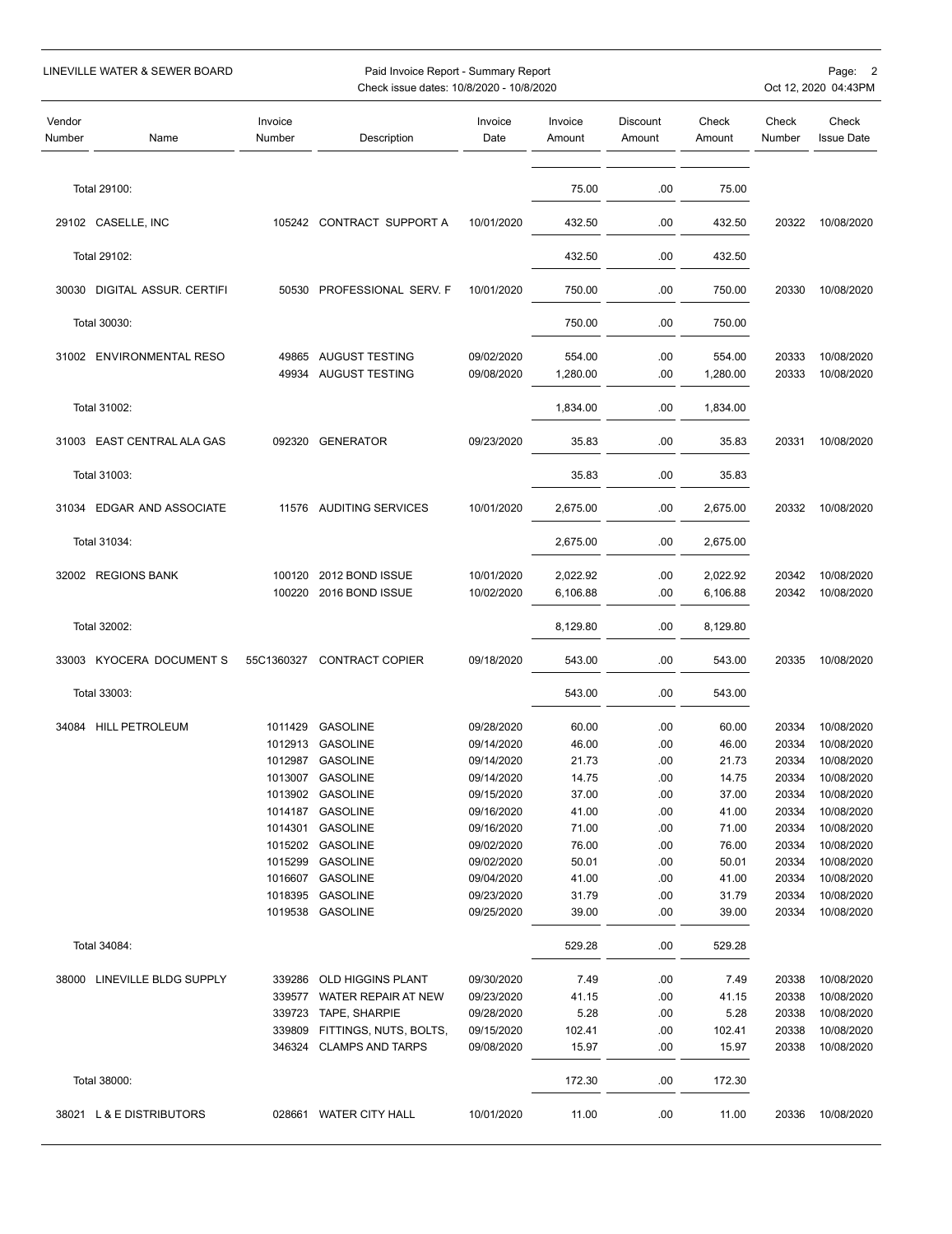LINEVILLE WATER & SEWER BOARD

Paid Invoice Report - Summary Report
Check issue dates: 10/8/2020 - 10/8/2020

Oct 12, 2020 04:43PM

| Vendor Number | Name | Invoice Number | Description | Invoice Date | Invoice Amount | Discount Amount | Check Amount | Check Number | Check Issue Date |
|---|---|---|---|---|---|---|---|---|---|
| Total 29100: | | | | | 75.00 | .00 | 75.00 | | |
| 29102 | CASELLE, INC | 105242 | CONTRACT SUPPORT A | 10/01/2020 | 432.50 | .00 | 432.50 | 20322 | 10/08/2020 |
| Total 29102: | | | | | 432.50 | .00 | 432.50 | | |
| 30030 | DIGITAL ASSUR. CERTIFI | 50530 | PROFESSIONAL SERV. F | 10/01/2020 | 750.00 | .00 | 750.00 | 20330 | 10/08/2020 |
| Total 30030: | | | | | 750.00 | .00 | 750.00 | | |
| 31002 | ENVIRONMENTAL RESO | 49865 | AUGUST TESTING | 09/02/2020 | 554.00 | .00 | 554.00 | 20333 | 10/08/2020 |
| | | 49934 | AUGUST TESTING | 09/08/2020 | 1,280.00 | .00 | 1,280.00 | 20333 | 10/08/2020 |
| Total 31002: | | | | | 1,834.00 | .00 | 1,834.00 | | |
| 31003 | EAST CENTRAL ALA GAS | 092320 | GENERATOR | 09/23/2020 | 35.83 | .00 | 35.83 | 20331 | 10/08/2020 |
| Total 31003: | | | | | 35.83 | .00 | 35.83 | | |
| 31034 | EDGAR AND ASSOCIATE | 11576 | AUDITING SERVICES | 10/01/2020 | 2,675.00 | .00 | 2,675.00 | 20332 | 10/08/2020 |
| Total 31034: | | | | | 2,675.00 | .00 | 2,675.00 | | |
| 32002 | REGIONS BANK | 100120 | 2012 BOND ISSUE | 10/01/2020 | 2,022.92 | .00 | 2,022.92 | 20342 | 10/08/2020 |
| | | 100220 | 2016 BOND ISSUE | 10/02/2020 | 6,106.88 | .00 | 6,106.88 | 20342 | 10/08/2020 |
| Total 32002: | | | | | 8,129.80 | .00 | 8,129.80 | | |
| 33003 | KYOCERA DOCUMENT S | 55C1360327 | CONTRACT COPIER | 09/18/2020 | 543.00 | .00 | 543.00 | 20335 | 10/08/2020 |
| Total 33003: | | | | | 543.00 | .00 | 543.00 | | |
| 34084 | HILL PETROLEUM | 1011429 | GASOLINE | 09/28/2020 | 60.00 | .00 | 60.00 | 20334 | 10/08/2020 |
| | | 1012913 | GASOLINE | 09/14/2020 | 46.00 | .00 | 46.00 | 20334 | 10/08/2020 |
| | | 1012987 | GASOLINE | 09/14/2020 | 21.73 | .00 | 21.73 | 20334 | 10/08/2020 |
| | | 1013007 | GASOLINE | 09/14/2020 | 14.75 | .00 | 14.75 | 20334 | 10/08/2020 |
| | | 1013902 | GASOLINE | 09/15/2020 | 37.00 | .00 | 37.00 | 20334 | 10/08/2020 |
| | | 1014187 | GASOLINE | 09/16/2020 | 41.00 | .00 | 41.00 | 20334 | 10/08/2020 |
| | | 1014301 | GASOLINE | 09/16/2020 | 71.00 | .00 | 71.00 | 20334 | 10/08/2020 |
| | | 1015202 | GASOLINE | 09/02/2020 | 76.00 | .00 | 76.00 | 20334 | 10/08/2020 |
| | | 1015299 | GASOLINE | 09/02/2020 | 50.01 | .00 | 50.01 | 20334 | 10/08/2020 |
| | | 1016607 | GASOLINE | 09/04/2020 | 41.00 | .00 | 41.00 | 20334 | 10/08/2020 |
| | | 1018395 | GASOLINE | 09/23/2020 | 31.79 | .00 | 31.79 | 20334 | 10/08/2020 |
| | | 1019538 | GASOLINE | 09/25/2020 | 39.00 | .00 | 39.00 | 20334 | 10/08/2020 |
| Total 34084: | | | | | 529.28 | .00 | 529.28 | | |
| 38000 | LINEVILLE BLDG SUPPLY | 339286 | OLD HIGGINS PLANT | 09/30/2020 | 7.49 | .00 | 7.49 | 20338 | 10/08/2020 |
| | | 339577 | WATER REPAIR AT NEW | 09/23/2020 | 41.15 | .00 | 41.15 | 20338 | 10/08/2020 |
| | | 339723 | TAPE, SHARPIE | 09/28/2020 | 5.28 | .00 | 5.28 | 20338 | 10/08/2020 |
| | | 339809 | FITTINGS, NUTS, BOLTS, | 09/15/2020 | 102.41 | .00 | 102.41 | 20338 | 10/08/2020 |
| | | 346324 | CLAMPS AND TARPS | 09/08/2020 | 15.97 | .00 | 15.97 | 20338 | 10/08/2020 |
| Total 38000: | | | | | 172.30 | .00 | 172.30 | | |
| 38021 | L & E DISTRIBUTORS | 028661 | WATER CITY HALL | 10/01/2020 | 11.00 | .00 | 11.00 | 20336 | 10/08/2020 |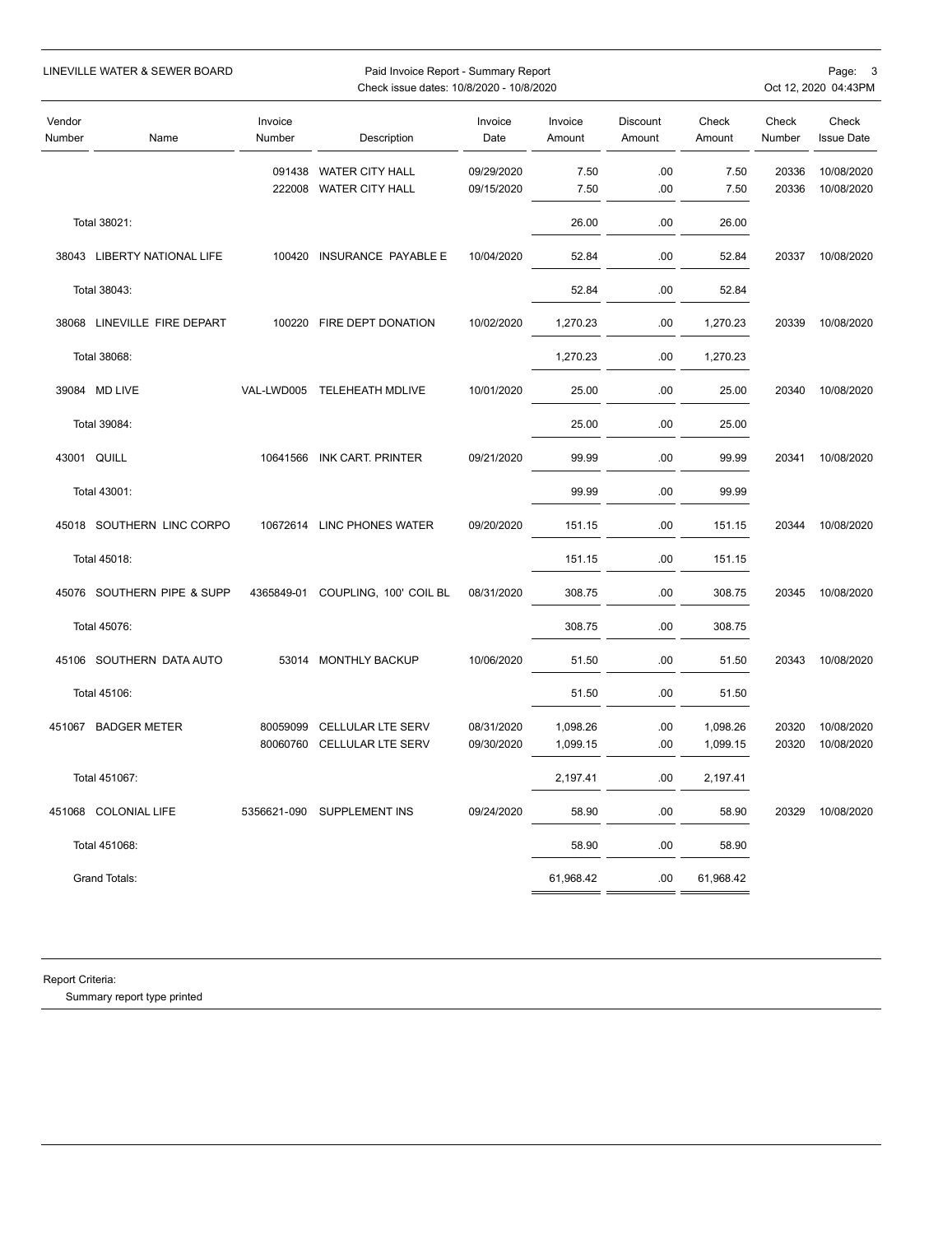| Vendor Number | Name | Invoice Number | Description | Invoice Date | Invoice Amount | Discount Amount | Check Amount | Check Number | Check Issue Date |
|---|---|---|---|---|---|---|---|---|---|
| | | 091438 | WATER CITY HALL | 09/29/2020 | 7.50 | .00 | 7.50 | 20336 | 10/08/2020 |
| | | 222008 | WATER CITY HALL | 09/15/2020 | 7.50 | .00 | 7.50 | 20336 | 10/08/2020 |
| | Total 38021: | | | | 26.00 | .00 | 26.00 | | |
| 38043 | LIBERTY NATIONAL LIFE | 100420 | INSURANCE PAYABLE E | 10/04/2020 | 52.84 | .00 | 52.84 | 20337 | 10/08/2020 |
| | Total 38043: | | | | 52.84 | .00 | 52.84 | | |
| 38068 | LINEVILLE FIRE DEPART | 100220 | FIRE DEPT DONATION | 10/02/2020 | 1,270.23 | .00 | 1,270.23 | 20339 | 10/08/2020 |
| | Total 38068: | | | | 1,270.23 | .00 | 1,270.23 | | |
| 39084 | MD LIVE | VAL-LWD005 | TELEHEATH MDLIVE | 10/01/2020 | 25.00 | .00 | 25.00 | 20340 | 10/08/2020 |
| | Total 39084: | | | | 25.00 | .00 | 25.00 | | |
| 43001 | QUILL | 10641566 | INK CART. PRINTER | 09/21/2020 | 99.99 | .00 | 99.99 | 20341 | 10/08/2020 |
| | Total 43001: | | | | 99.99 | .00 | 99.99 | | |
| 45018 | SOUTHERN LINC CORPO | 10672614 | LINC PHONES WATER | 09/20/2020 | 151.15 | .00 | 151.15 | 20344 | 10/08/2020 |
| | Total 45018: | | | | 151.15 | .00 | 151.15 | | |
| 45076 | SOUTHERN PIPE & SUPP | 4365849-01 | COUPLING, 100' COIL BL | 08/31/2020 | 308.75 | .00 | 308.75 | 20345 | 10/08/2020 |
| | Total 45076: | | | | 308.75 | .00 | 308.75 | | |
| 45106 | SOUTHERN DATA AUTO | 53014 | MONTHLY BACKUP | 10/06/2020 | 51.50 | .00 | 51.50 | 20343 | 10/08/2020 |
| | Total 45106: | | | | 51.50 | .00 | 51.50 | | |
| 451067 | BADGER METER | 80059099 | CELLULAR LTE SERV | 08/31/2020 | 1,098.26 | .00 | 1,098.26 | 20320 | 10/08/2020 |
| | | 80060760 | CELLULAR LTE SERV | 09/30/2020 | 1,099.15 | .00 | 1,099.15 | 20320 | 10/08/2020 |
| | Total 451067: | | | | 2,197.41 | .00 | 2,197.41 | | |
| 451068 | COLONIAL LIFE | 5356621-090 | SUPPLEMENT INS | 09/24/2020 | 58.90 | .00 | 58.90 | 20329 | 10/08/2020 |
| | Total 451068: | | | | 58.90 | .00 | 58.90 | | |
| | Grand Totals: | | | | 61,968.42 | .00 | 61,968.42 | | |

Report Criteria:

Summary report type printed